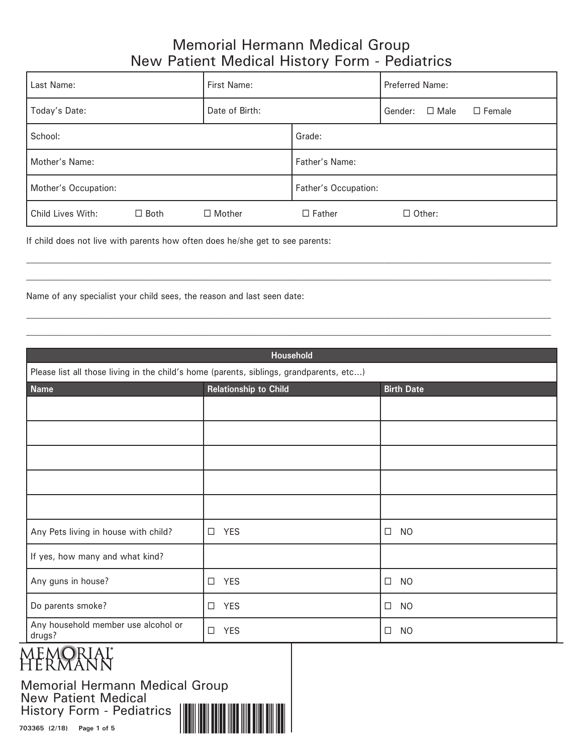# Memorial Hermann Medical Group
# New Patient Medical History Form - Pediatrics

| Last Name: | | First Name: | | Preferred Name: |
|---|---|---|---|---|
| Today's Date: | | Date of Birth: | | Gender: ☐ Male ☐ Female |
| School: | | | Grade: | |
| Mother's Name: | | | Father's Name: | |
| Mother's Occupation: | | | Father's Occupation: | |
| Child Lives With: | ☐ Both | ☐ Mother | ☐ Father | ☐ Other: |

If child does not live with parents how often does he/she get to see parents:

_______________________________________________________________________________

_______________________________________________________________________________

Name of any specialist your child sees, the reason and last seen date:

_______________________________________________________________________________

_______________________________________________________________________________

| Household | | |
|---|---|---|
| Please list all those living in the child's home (parents, siblings, grandparents, etc…) | | |
| **Name** | **Relationship to Child** | **Birth Date** |
| | | |
| | | |
| | | |
| | | |
| | | |
| Any Pets living in house with child? | ☐ YES | ☐ NO |
| If yes, how many and what kind? | | |
| Any guns in house? | ☐ YES | ☐ NO |
| Do parents smoke? | ☐ YES | ☐ NO |
| Any household member use alcohol or drugs? | ☐ YES | ☐ NO |

MEMORIAL HERMANN

Memorial Hermann Medical Group
New Patient Medical History Form - Pediatrics

703365 (2/18)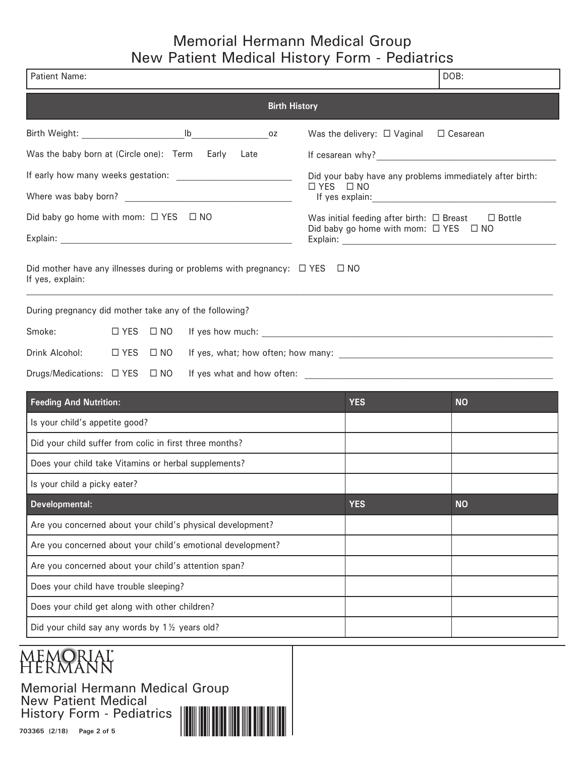# Memorial Hermann Medical Group
# New Patient Medical History Form - Pediatrics

| Patient Name: | DOB: |
|---|---|

## Birth History

Birth Weight: ____________________lb________________oz

Was the baby born at (Circle one): Term Early Late

If early how many weeks gestation: _______________________

Where was baby born? _________________________________

Did baby go home with mom: ☐ YES ☐ NO

Explain: _______________________________________________

Was the delivery: ☐ Vaginal ☐ Cesarean

If cesarean why?_____________________________________

Did your baby have any problems immediately after birth:
☐ YES ☐ NO
If yes explain:_______________________________________

Was initial feeding after birth: ☐ Breast ☐ Bottle
Did baby go home with mom: ☐ YES ☐ NO
Explain: ___________________________________________

Did mother have any illnesses during or problems with pregnancy: ☐ YES ☐ NO
If yes, explain:
______________________________________________________________________________________________

During pregnancy did mother take any of the following?

Smoke: ☐ YES ☐ NO If yes how much: ______________________________________________________________

Drink Alcohol: ☐ YES ☐ NO If yes, what; how often; how many: __________________________________________

Drugs/Medications: ☐ YES ☐ NO If yes what and how often: _______________________________________________

| **Feeding And Nutrition:** | **YES** | **NO** |
|---|---|---|
| Is your child's appetite good? | | |
| Did your child suffer from colic in first three months? | | |
| Does your child take Vitamins or herbal supplements? | | |
| Is your child a picky eater? | | |
| **Developmental:** | **YES** | **NO** |
| Are you concerned about your child's physical development? | | |
| Are you concerned about your child's emotional development? | | |
| Are you concerned about your child's attention span? | | |
| Does your child have trouble sleeping? | | |
| Does your child get along with other children? | | |
| Did your child say any words by 1½ years old? | | |

MEMORIAL HERMANN

Memorial Hermann Medical Group
New Patient Medical
History Form - Pediatrics

703365 (2/18)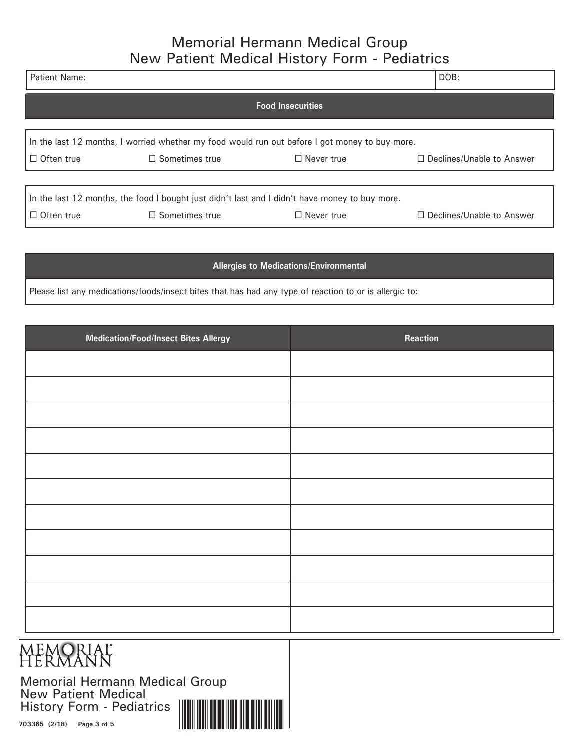# Memorial Hermann Medical Group
## New Patient Medical History Form - Pediatrics

| Patient Name: | DOB: |
|---|---|

### Food Insecurities

In the last 12 months, I worried whether my food would run out before I got money to buy more.

☐ Often true ☐ Sometimes true ☐ Never true ☐ Declines/Unable to Answer

In the last 12 months, the food I bought just didn't last and I didn't have money to buy more.

☐ Often true ☐ Sometimes true ☐ Never true ☐ Declines/Unable to Answer

### Allergies to Medications/Environmental

Please list any medications/foods/insect bites that has had any type of reaction to or is allergic to:

| Medication/Food/Insect Bites Allergy | Reaction |
|---|---|
| | |
| | |
| | |
| | |
| | |
| | |
| | |
| | |
| | |
| | |
| | |

MEMORIAL HERMANN

Memorial Hermann Medical Group
New Patient Medical History Form - Pediatrics

703365 (2/18)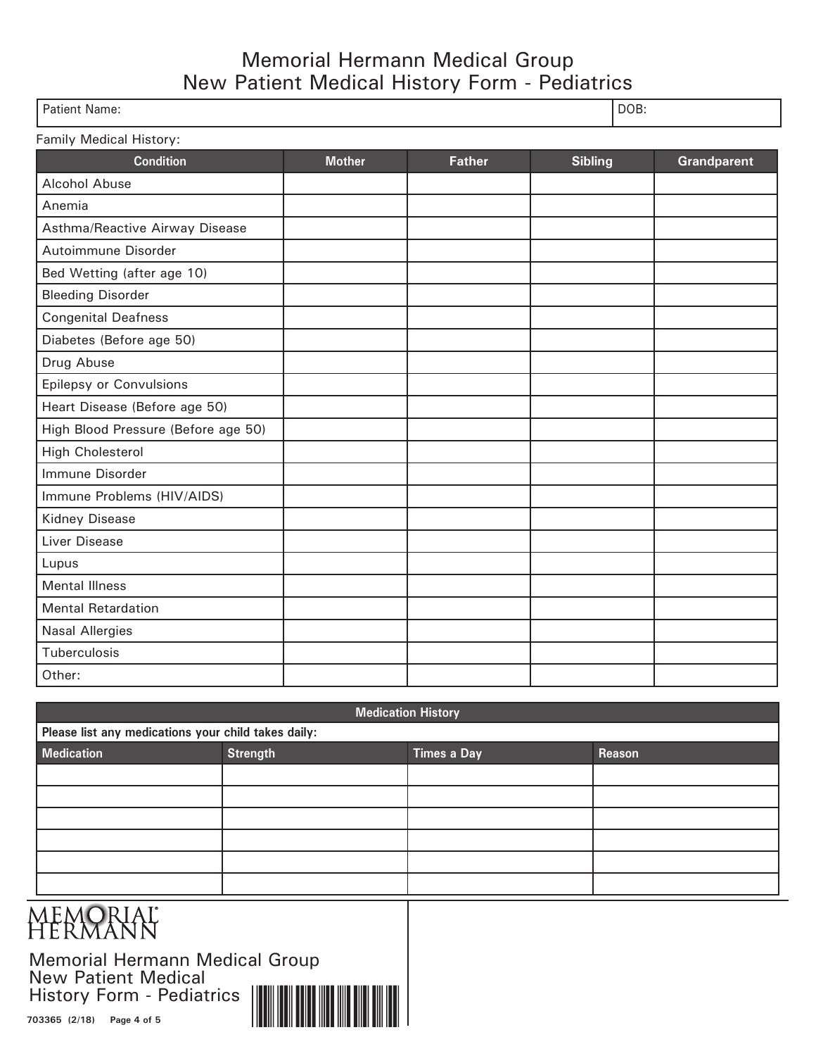# Memorial Hermann Medical Group
## New Patient Medical History Form - Pediatrics

| Patient Name: | DOB: |
|---|---|

Family Medical History:

| Condition | Mother | Father | Sibling | Grandparent |
|---|---|---|---|---|
| Alcohol Abuse | | | | |
| Anemia | | | | |
| Asthma/Reactive Airway Disease | | | | |
| Autoimmune Disorder | | | | |
| Bed Wetting (after age 10) | | | | |
| Bleeding Disorder | | | | |
| Congenital Deafness | | | | |
| Diabetes (Before age 50) | | | | |
| Drug Abuse | | | | |
| Epilepsy or Convulsions | | | | |
| Heart Disease (Before age 50) | | | | |
| High Blood Pressure (Before age 50) | | | | |
| High Cholesterol | | | | |
| Immune Disorder | | | | |
| Immune Problems (HIV/AIDS) | | | | |
| Kidney Disease | | | | |
| Liver Disease | | | | |
| Lupus | | | | |
| Mental Illness | | | | |
| Mental Retardation | | | | |
| Nasal Allergies | | | | |
| Tuberculosis | | | | |
| Other: | | | | |

**Medication History**

**Please list any medications your child takes daily:**

| Medication | Strength | Times a Day | Reason |
|---|---|---|---|
| | | | |
| | | | |
| | | | |
| | | | |
| | | | |
| | | | |

MEMORIAL HERMANN

Memorial Hermann Medical Group
New Patient Medical
History Form - Pediatrics

703365 (2/18)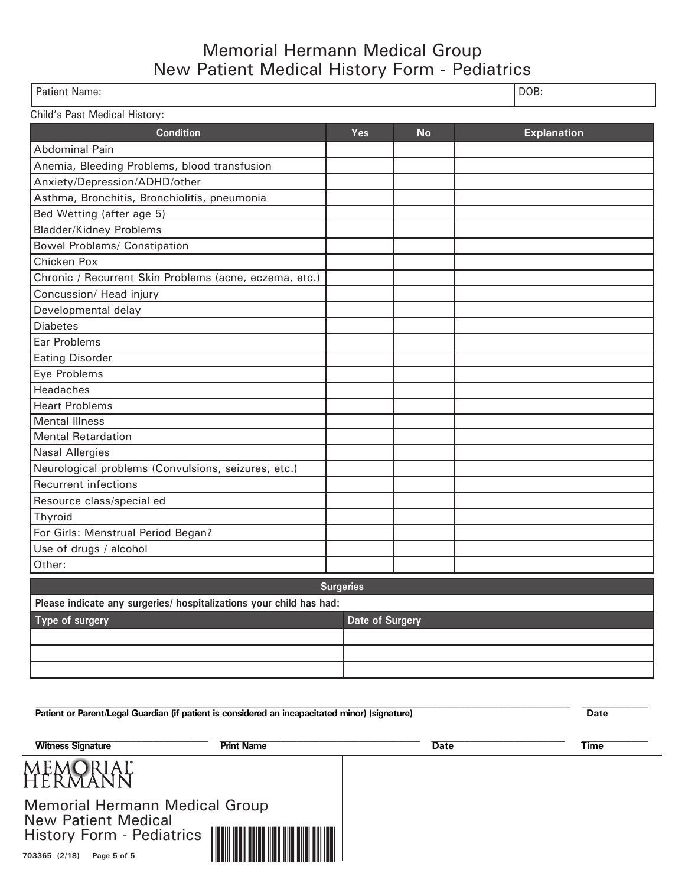# Memorial Hermann Medical Group
## New Patient Medical History Form - Pediatrics

| Patient Name: | DOB: |
|---|---|
| | |

Child's Past Medical History:

| Condition | Yes | No | Explanation |
|---|---|---|---|
| Abdominal Pain | | | |
| Anemia, Bleeding Problems, blood transfusion | | | |
| Anxiety/Depression/ADHD/other | | | |
| Asthma, Bronchitis, Bronchiolitis, pneumonia | | | |
| Bed Wetting (after age 5) | | | |
| Bladder/Kidney Problems | | | |
| Bowel Problems/ Constipation | | | |
| Chicken Pox | | | |
| Chronic / Recurrent Skin Problems (acne, eczema, etc.) | | | |
| Concussion/ Head injury | | | |
| Developmental delay | | | |
| Diabetes | | | |
| Ear Problems | | | |
| Eating Disorder | | | |
| Eye Problems | | | |
| Headaches | | | |
| Heart Problems | | | |
| Mental Illness | | | |
| Mental Retardation | | | |
| Nasal Allergies | | | |
| Neurological problems (Convulsions, seizures, etc.) | | | |
| Recurrent infections | | | |
| Resource class/special ed | | | |
| Thyroid | | | |
| For Girls: Menstrual Period Began? | | | |
| Use of drugs / alcohol | | | |
| Other: | | | |

**Surgeries**

**Please indicate any surgeries/ hospitalizations your child has had:**

| Type of surgery | Date of Surgery |
|---|---|
| | |
| | |
| | |

______________________________ Patient or Parent/Legal Guardian (if patient is considered an incapacitated minor) (signature) ____________ Date

______________ Witness Signature ______________ Print Name ______________ Date ______________ Time

MEMORIAL HERMANN

Memorial Hermann Medical Group
New Patient Medical History Form - Pediatrics

703365 (2/18)